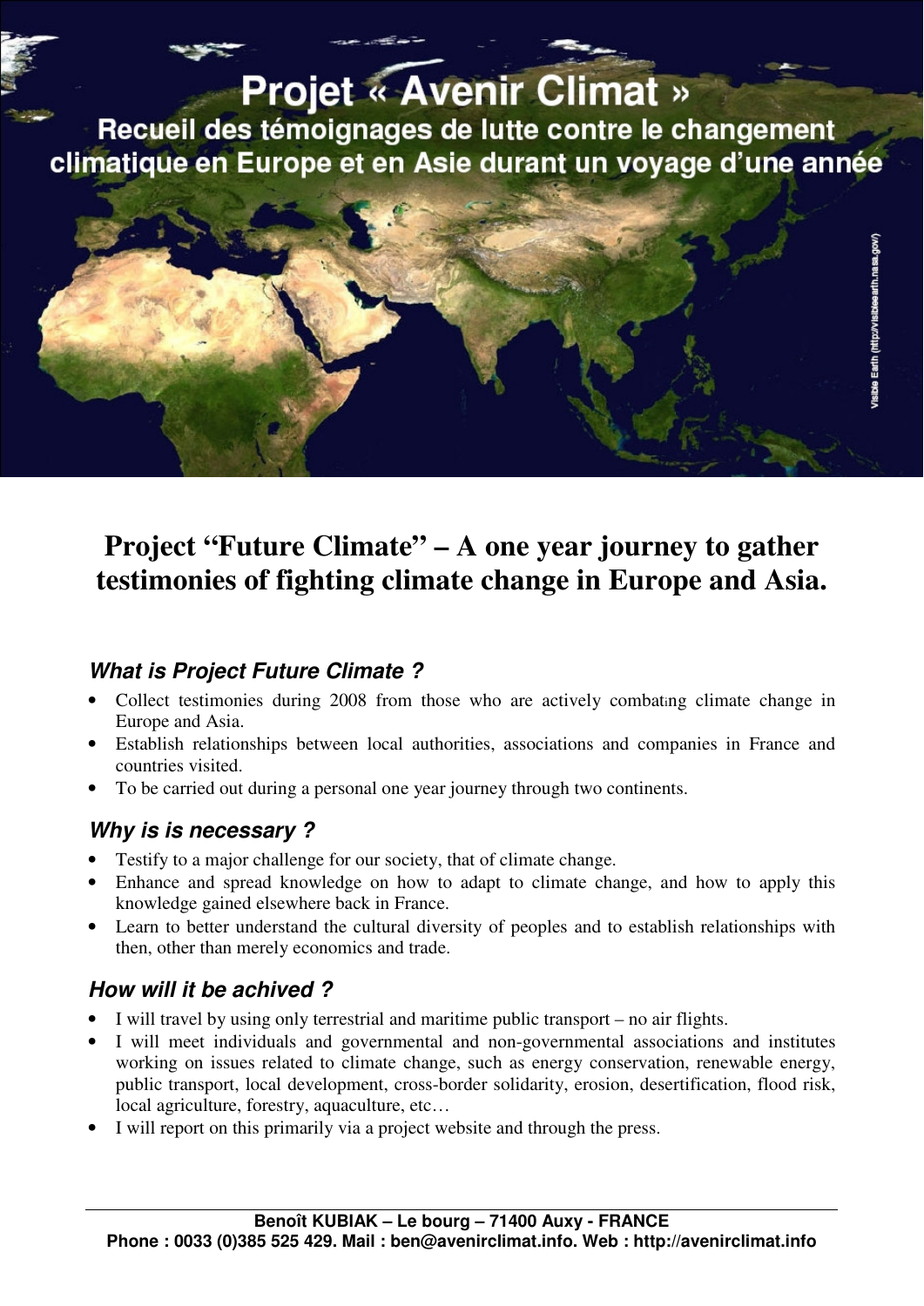# Projet « Avenir Climat »

Recueil des témoignages de lutte contre le changement climatique en Europe et en Asie durant un voyage d'une année

Visible Earth (http://visibleearth.nasa.gov)

## Project "Future Climate" – A one year journey to gather testimonies of fighting climate change in Europe and Asia.

### *What is Project Future Climate ?*

- Collect testimonies during 2008 from those who are actively combating climate change in Europe and Asia.
- Establish relationships between local authorities, associations and companies in France and countries visited.
- To be carried out during a personal one year journey through two continents.

### *Why is is necessary ?*

- Testify to a major challenge for our society, that of climate change.
- Enhance and spread knowledge on how to adapt to climate change, and how to apply this knowledge gained elsewhere back in France.
- Learn to better understand the cultural diversity of peoples and to establish relationships with then, other than merely economics and trade.

### *How will it be achived ?*

- I will travel by using only terrestrial and maritime public transport – no air flights.
- I will meet individuals and governmental and non-governmental associations and institutes working on issues related to climate change, such as energy conservation, renewable energy, public transport, local development, cross-border solidarity, erosion, desertification, flood risk, local agriculture, forestry, aquaculture, etc…
- I will report on this primarily via a project website and through the press.

**Benoît KUBIAK – Le bourg – 71400 Auxy - FRANCE**
**Phone : 0033 (0)385 525 429. Mail : ben@avenirclimat.info. Web : http://avenirclimat.info**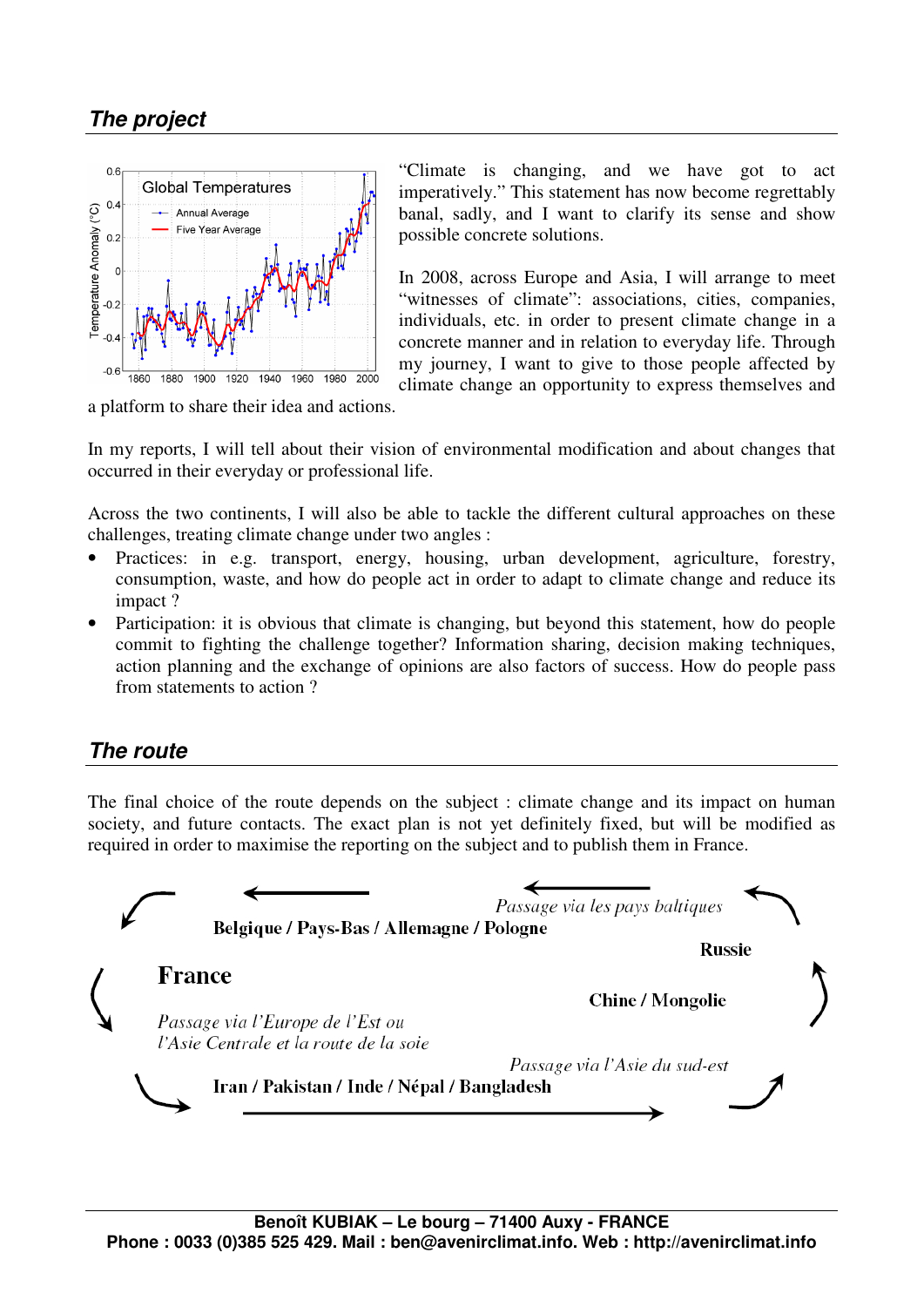## The project

"Climate is changing, and we have got to act imperatively." This statement has now become regrettably banal, sadly, and I want to clarify its sense and show possible concrete solutions.

In 2008, across Europe and Asia, I will arrange to meet "witnesses of climate": associations, cities, companies, individuals, etc. in order to present climate change in a concrete manner and in relation to everyday life. Through my journey, I want to give to those people affected by climate change an opportunity to express themselves and a platform to share their idea and actions.

In my reports, I will tell about their vision of environmental modification and about changes that occurred in their everyday or professional life.

Across the two continents, I will also be able to tackle the different cultural approaches on these challenges, treating climate change under two angles :

- Practices: in e.g. transport, energy, housing, urban development, agriculture, forestry, consumption, waste, and how do people act in order to adapt to climate change and reduce its impact ?
- Participation: it is obvious that climate is changing, but beyond this statement, how do people commit to fighting the challenge together? Information sharing, decision making techniques, action planning and the exchange of opinions are also factors of success. How do people pass from statements to action ?

## The route

The final choice of the route depends on the subject : climate change and its impact on human society, and future contacts. The exact plan is not yet definitely fixed, but will be modified as required in order to maximise the reporting on the subject and to publish them in France.

**France**

*Passage via l'Europe de l'Est ou l'Asie Centrale et la route de la soie*

**Iran / Pakistan / Inde / Népal / Bangladesh**

*Passage via l'Asie du sud-est*

**Chine / Mongolie**

**Russie**

*Passage via les pays baltiques*

**Belgique / Pays-Bas / Allemagne / Pologne**

**Benoît KUBIAK – Le bourg – 71400 Auxy - FRANCE**
**Phone : 0033 (0)385 525 429. Mail : ben@avenirclimat.info. Web : http://avenirclimat.info**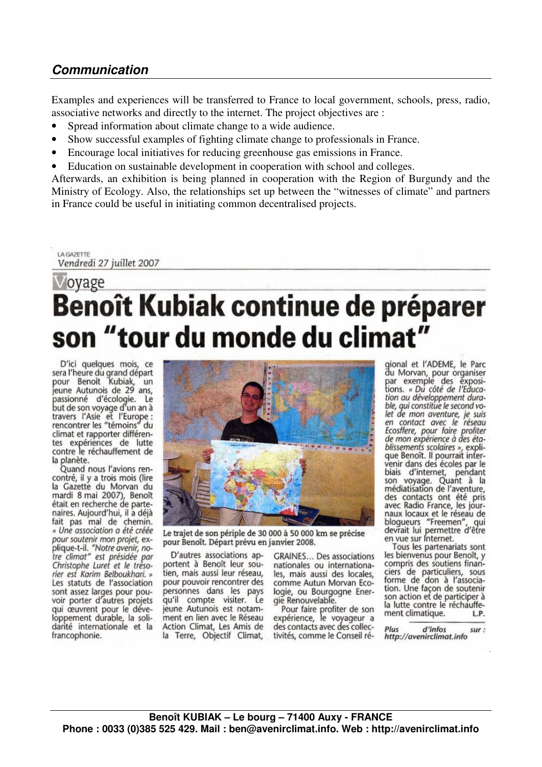## *Communication*

Examples and experiences will be transferred to France to local government, schools, press, radio, associative networks and directly to the internet. The project objectives are :

- Spread information about climate change to a wide audience.
- Show successful examples of fighting climate change to professionals in France.
- Encourage local initiatives for reducing greenhouse gas emissions in France.
- Education on sustainable development in cooperation with school and colleges.

Afterwards, an exhibition is being planned in cooperation with the Region of Burgundy and the Ministry of Ecology. Also, the relationships set up between the "witnesses of climate" and partners in France could be useful in initiating common decentralised projects.

LA GAZETTE
*Vendredi 27 juillet 2007*

Voyage

# Benoît Kubiak continue de préparer son "tour du monde du climat"

D'ici quelques mois, ce sera l'heure du grand départ pour Benoît Kubiak, un jeune Autunois de 29 ans, passionné d'écologie. Le but de son voyage d'un an à travers l'Asie et l'Europe : rencontrer les "témoins" du climat et rapporter différentes expériences de lutte contre le réchauffement de la planète.

Quand nous l'avions rencontré, il y a trois mois (lire la Gazette du Morvan du mardi 8 mai 2007), Benoît était en recherche de partenaires. Aujourd'hui, il a déjà fait pas mal de chemin. *« Une association a été créée pour soutenir mon projet,* explique-t-il. *"Notre avenir, notre climat" est présidée par Christophe Luret et le trésorier est Karim Belboukhari. »* Les statuts de l'association sont assez larges pour pouvoir porter d'autres projets qui œuvrent pour le développement durable, la solidarité internationale et la francophonie.

Le trajet de son périple de 30 000 à 50 000 km se précise pour Benoît. Départ prévu en janvier 2008.

D'autres associations apportent à Benoît leur soutien, mais aussi leur réseau, pour pouvoir rencontrer des personnes dans les pays qu'il compte visiter. Le jeune Autunois est notamment en lien avec le Réseau Action Climat, Les Amis de la Terre, Objectif Climat, GRAINES... Des associations nationales ou internationales, mais aussi des locales, comme Autun Morvan Écologie, ou Bourgogne Énergie Renouvelable.

Pour faire profiter de son expérience, le voyageur a des contacts avec des collectivités, comme le Conseil régional et l'ADEME, le Parc du Morvan, pour organiser par exemple des expositions. *« Du côté de l'Éducation au développement durable, qui constitue le second volet de mon aventure, je suis en contact avec le réseau Ecosffere, pour faire profiter de mon expérience à des établissements scolaires »,* explique Benoît. Il pourrait intervenir dans des écoles par le biais d'internet, pendant son voyage. Quant à la médiatisation de l'aventure, des contacts ont été pris avec Radio France, les journaux locaux et le réseau de blogueurs "Freemen", qui devrait lui permettre d'être en vue sur Internet.

Tous les partenariats sont les bienvenus pour Benoît, y compris des soutiens financiers de particuliers, sous forme de don à l'association. Une façon de soutenir son action et de participer à la lutte contre le réchauffement climatique.

L.P.

*Plus d'infos sur : http://avenirclimat.info*

**Benoît KUBIAK – Le bourg – 71400 Auxy - FRANCE**
**Phone : 0033 (0)385 525 429. Mail : ben@avenirclimat.info. Web : http://avenirclimat.info**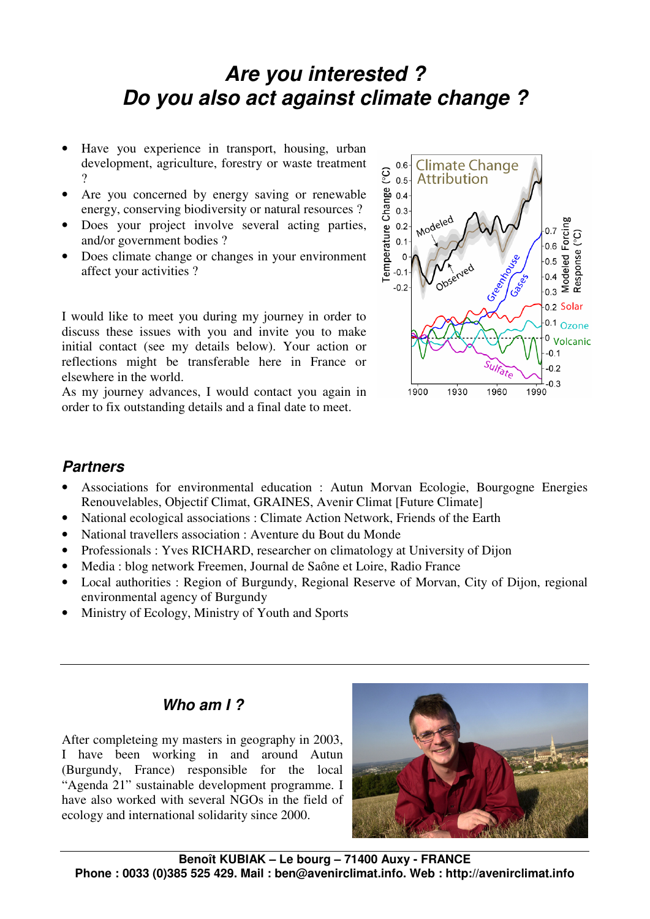# Are you interested ?
# Do you also act against climate change ?

- Have you experience in transport, housing, urban development, agriculture, forestry or waste treatment ?
- Are you concerned by energy saving or renewable energy, conserving biodiversity or natural resources ?
- Does your project involve several acting parties, and/or government bodies ?
- Does climate change or changes in your environment affect your activities ?

I would like to meet you during my journey in order to discuss these issues with you and invite you to make initial contact (see my details below). Your action or reflections might be transferable here in France or elsewhere in the world.
As my journey advances, I would contact you again in order to fix outstanding details and a final date to meet.

Climate Change Attribution
Temperature Change (°C)
0.6
0.5
0.4
0.3
0.2
0.1
0
-0.1
-0.2
Modeled
Observed
Greenhouse Gases
Modeled Forcing Response (°C)
0.7
0.6
0.5
0.4
0.3
0.2 Solar
0.1 Ozone
0 Volcanic
-0.1
-0.2
-0.3
Sulfate
1900
1930
1960
1990

## Partners

- Associations for environmental education : Autun Morvan Ecologie, Bourgogne Energies Renouvelables, Objectif Climat, GRAINES, Avenir Climat [Future Climate]
- National ecological associations : Climate Action Network, Friends of the Earth
- National travellers association : Aventure du Bout du Monde
- Professionals : Yves RICHARD, researcher on climatology at University of Dijon
- Media : blog network Freemen, Journal de Saône et Loire, Radio France
- Local authorities : Region of Burgundy, Regional Reserve of Morvan, City of Dijon, regional environmental agency of Burgundy
- Ministry of Ecology, Ministry of Youth and Sports

---

## Who am I ?

After completeing my masters in geography in 2003, I have been working in and around Autun (Burgundy, France) responsible for the local "Agenda 21" sustainable development programme. I have also worked with several NGOs in the field of ecology and international solidarity since 2000.

---

**Benoît KUBIAK – Le bourg – 71400 Auxy - FRANCE**
**Phone : 0033 (0)385 525 429. Mail : ben@avenirclimat.info. Web : http://avenirclimat.info**